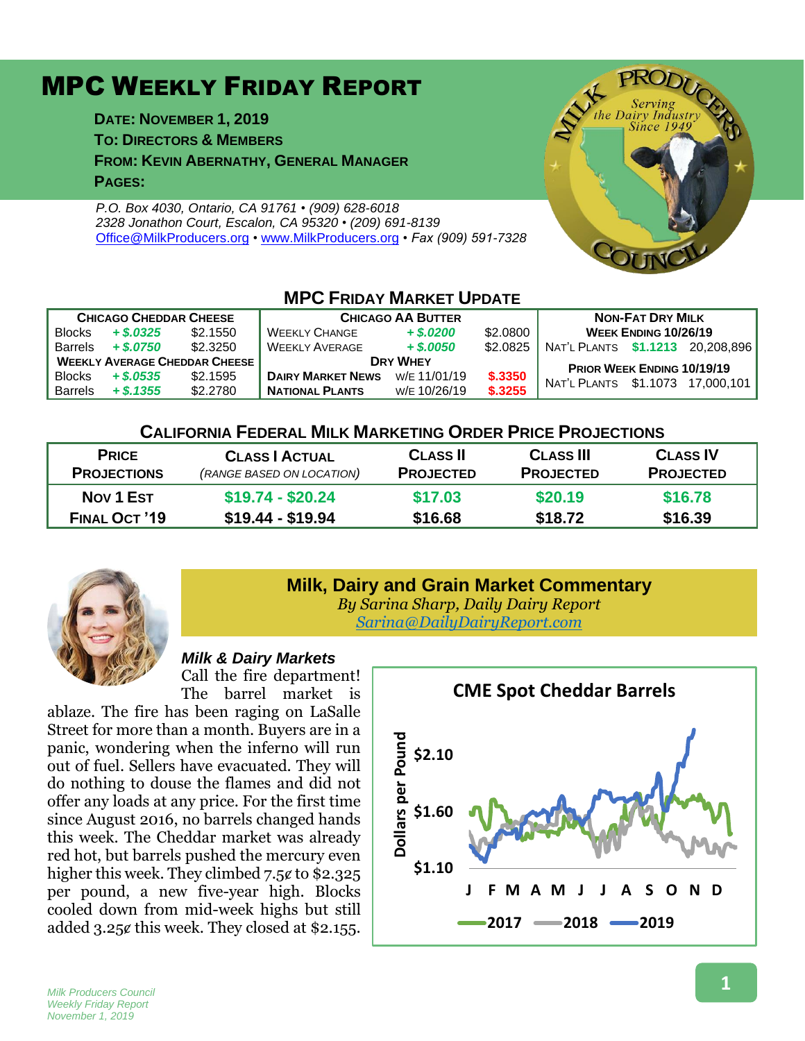# MPC Weekly Friday Report

**Date: November 1, 2019**
**To: Directors & Members**
**From: Kevin Abernathy, General Manager**
**Pages:**

*P.O. Box 4030, Ontario, CA 91761 • (909) 628-6018*
*2328 Jonathon Court, Escalon, CA 95320 • (209) 691-8139*
*Office@MilkProducers.org • www.MilkProducers.org • Fax (909) 591-7328*

## MPC Friday Market Update

| Chicago Cheddar Cheese | | | Chicago AA Butter | | | Non-Fat Dry Milk | | |
|---|---|---|---|---|---|---|---|---|
| Blocks | + $.0325 | $2.1550 | Weekly Change | + $.0200 | $2.0800 | Week Ending 10/26/19 | | |
| Barrels | + $.0750 | $2.3250 | Weekly Average | + $.0050 | $2.0825 | Nat'l Plants | $1.1213 | 20,208,896 |
| Weekly Average Cheddar Cheese | | | Dry Whey | | | Prior Week Ending 10/19/19 | | |
| Blocks | + $.0535 | $2.1595 | Dairy Market News | w/e 11/01/19 | $.3350 | Nat'l Plants | $1.1073 | 17,000,101 |
| Barrels | + $.1355 | $2.2780 | National Plants | w/e 10/26/19 | $.3255 | | | |

## California Federal Milk Marketing Order Price Projections

| Price Projections | Class I Actual (range based on location) | Class II Projected | Class III Projected | Class IV Projected |
|---|---|---|---|---|
| Nov 1 Est | $19.74 - $20.24 | $17.03 | $20.19 | $16.78 |
| Final Oct '19 | $19.44 - $19.94 | $16.68 | $18.72 | $16.39 |

## Milk, Dairy and Grain Market Commentary

*By Sarina Sharp, Daily Dairy Report*
*Sarina@DailyDairyReport.com*

### *Milk & Dairy Markets*

Call the fire department! The barrel market is ablaze. The fire has been raging on LaSalle Street for more than a month. Buyers are in a panic, wondering when the inferno will run out of fuel. Sellers have evacuated. They will do nothing to douse the flames and did not offer any loads at any price. For the first time since August 2016, no barrels changed hands this week. The Cheddar market was already red hot, but barrels pushed the mercury even higher this week. They climbed 7.5¢ to $2.325 per pound, a new five-year high. Blocks cooled down from mid-week highs but still added 3.25¢ this week. They closed at $2.155.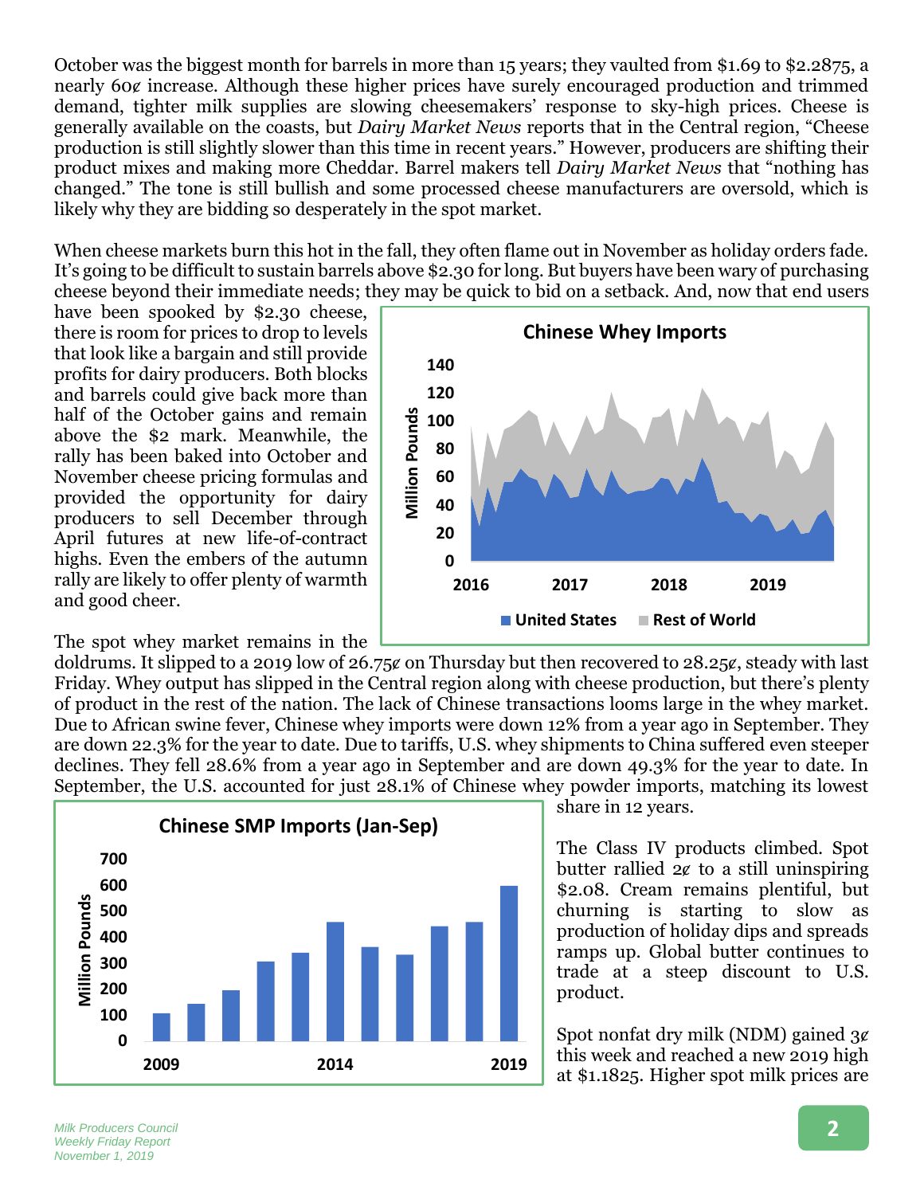October was the biggest month for barrels in more than 15 years; they vaulted from $1.69 to $2.2875, a nearly 60¢ increase. Although these higher prices have surely encouraged production and trimmed demand, tighter milk supplies are slowing cheesemakers' response to sky-high prices. Cheese is generally available on the coasts, but *Dairy Market News* reports that in the Central region, "Cheese production is still slightly slower than this time in recent years." However, producers are shifting their product mixes and making more Cheddar. Barrel makers tell *Dairy Market News* that "nothing has changed." The tone is still bullish and some processed cheese manufacturers are oversold, which is likely why they are bidding so desperately in the spot market.

When cheese markets burn this hot in the fall, they often flame out in November as holiday orders fade. It's going to be difficult to sustain barrels above $2.30 for long. But buyers have been wary of purchasing cheese beyond their immediate needs; they may be quick to bid on a setback. And, now that end users have been spooked by $2.30 cheese, there is room for prices to drop to levels that look like a bargain and still provide profits for dairy producers. Both blocks and barrels could give back more than half of the October gains and remain above the $2 mark. Meanwhile, the rally has been baked into October and November cheese pricing formulas and provided the opportunity for dairy producers to sell December through April futures at new life-of-contract highs. Even the embers of the autumn rally are likely to offer plenty of warmth and good cheer.

The spot whey market remains in the doldrums. It slipped to a 2019 low of 26.75¢ on Thursday but then recovered to 28.25¢, steady with last Friday. Whey output has slipped in the Central region along with cheese production, but there's plenty of product in the rest of the nation. The lack of Chinese transactions looms large in the whey market. Due to African swine fever, Chinese whey imports were down 12% from a year ago in September. They are down 22.3% for the year to date. Due to tariffs, U.S. whey shipments to China suffered even steeper declines. They fell 28.6% from a year ago in September and are down 49.3% for the year to date. In September, the U.S. accounted for just 28.1% of Chinese whey powder imports, matching its lowest share in 12 years.

The Class IV products climbed. Spot butter rallied 2¢ to a still uninspiring $2.08. Cream remains plentiful, but churning is starting to slow as production of holiday dips and spreads ramps up. Global butter continues to trade at a steep discount to U.S. product.

Spot nonfat dry milk (NDM) gained 3¢ this week and reached a new 2019 high at $1.1825. Higher spot milk prices are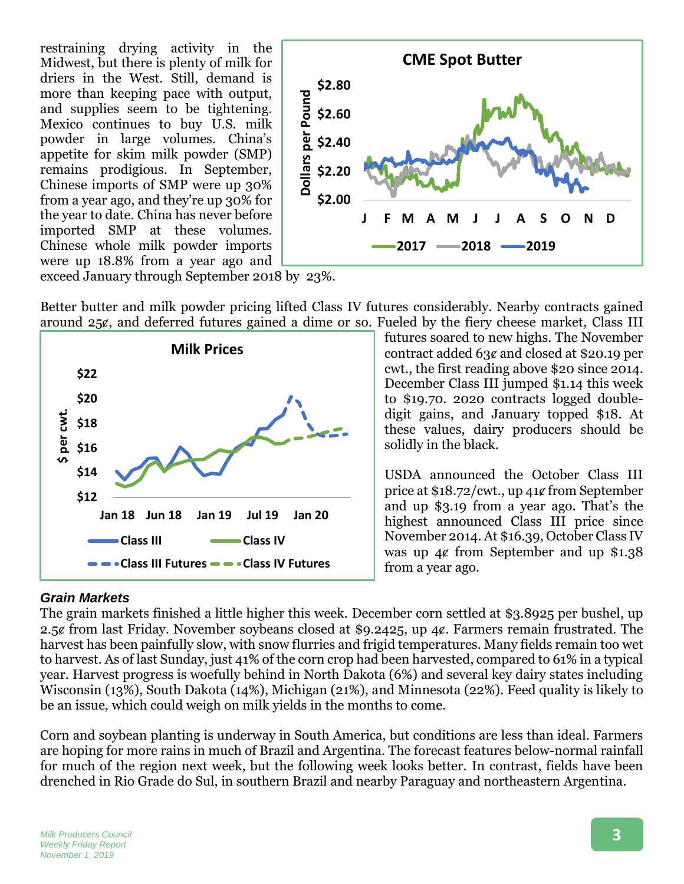restraining drying activity in the Midwest, but there is plenty of milk for driers in the West. Still, demand is more than keeping pace with output, and supplies seem to be tightening. Mexico continues to buy U.S. milk powder in large volumes. China's appetite for skim milk powder (SMP) remains prodigious. In September, Chinese imports of SMP were up 30% from a year ago, and they're up 30% for the year to date. China has never before imported SMP at these volumes. Chinese whole milk powder imports were up 18.8% from a year ago and exceed January through September 2018 by 23%.

Better butter and milk powder pricing lifted Class IV futures considerably. Nearby contracts gained around 25¢, and deferred futures gained a dime or so. Fueled by the fiery cheese market, Class III futures soared to new highs. The November contract added 63¢ and closed at $20.19 per cwt., the first reading above $20 since 2014. December Class III jumped $1.14 this week to $19.70. 2020 contracts logged double-digit gains, and January topped $18. At these values, dairy producers should be solidly in the black.

USDA announced the October Class III price at $18.72/cwt., up 41¢ from September and up $3.19 from a year ago. That's the highest announced Class III price since November 2014. At $16.39, October Class IV was up 4¢ from September and up $1.38 from a year ago.

### *Grain Markets*

The grain markets finished a little higher this week. December corn settled at $3.8925 per bushel, up 2.5¢ from last Friday. November soybeans closed at $9.2425, up 4¢. Farmers remain frustrated. The harvest has been painfully slow, with snow flurries and frigid temperatures. Many fields remain too wet to harvest. As of last Sunday, just 41% of the corn crop had been harvested, compared to 61% in a typical year. Harvest progress is woefully behind in North Dakota (6%) and several key dairy states including Wisconsin (13%), South Dakota (14%), Michigan (21%), and Minnesota (22%). Feed quality is likely to be an issue, which could weigh on milk yields in the months to come.

Corn and soybean planting is underway in South America, but conditions are less than ideal. Farmers are hoping for more rains in much of Brazil and Argentina. The forecast features below-normal rainfall for much of the region next week, but the following week looks better. In contrast, fields have been drenched in Rio Grade do Sul, in southern Brazil and nearby Paraguay and northeastern Argentina.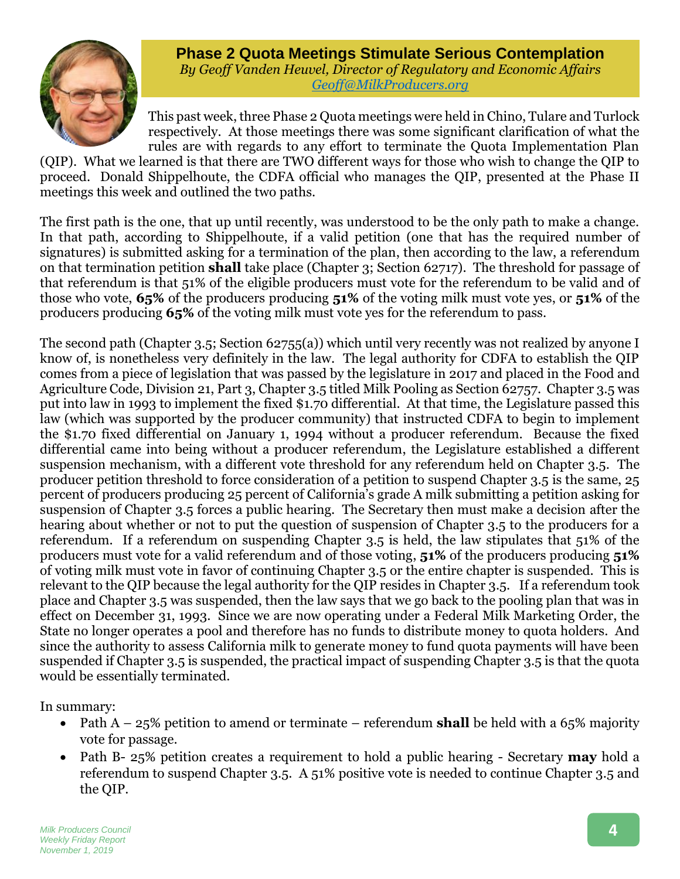## Phase 2 Quota Meetings Stimulate Serious Contemplation

*By Geoff Vanden Heuvel, Director of Regulatory and Economic Affairs*
*Geoff@MilkProducers.org*

This past week, three Phase 2 Quota meetings were held in Chino, Tulare and Turlock respectively. At those meetings there was some significant clarification of what the rules are with regards to any effort to terminate the Quota Implementation Plan (QIP). What we learned is that there are TWO different ways for those who wish to change the QIP to proceed. Donald Shippelhoute, the CDFA official who manages the QIP, presented at the Phase II meetings this week and outlined the two paths.

The first path is the one, that up until recently, was understood to be the only path to make a change. In that path, according to Shippelhoute, if a valid petition (one that has the required number of signatures) is submitted asking for a termination of the plan, then according to the law, a referendum on that termination petition **shall** take place (Chapter 3; Section 62717). The threshold for passage of that referendum is that 51% of the eligible producers must vote for the referendum to be valid and of those who vote, **65%** of the producers producing **51%** of the voting milk must vote yes, or **51%** of the producers producing **65%** of the voting milk must vote yes for the referendum to pass.

The second path (Chapter 3.5; Section 62755(a)) which until very recently was not realized by anyone I know of, is nonetheless very definitely in the law. The legal authority for CDFA to establish the QIP comes from a piece of legislation that was passed by the legislature in 2017 and placed in the Food and Agriculture Code, Division 21, Part 3, Chapter 3.5 titled Milk Pooling as Section 62757. Chapter 3.5 was put into law in 1993 to implement the fixed $1.70 differential. At that time, the Legislature passed this law (which was supported by the producer community) that instructed CDFA to begin to implement the $1.70 fixed differential on January 1, 1994 without a producer referendum. Because the fixed differential came into being without a producer referendum, the Legislature established a different suspension mechanism, with a different vote threshold for any referendum held on Chapter 3.5. The producer petition threshold to force consideration of a petition to suspend Chapter 3.5 is the same, 25 percent of producers producing 25 percent of California's grade A milk submitting a petition asking for suspension of Chapter 3.5 forces a public hearing. The Secretary then must make a decision after the hearing about whether or not to put the question of suspension of Chapter 3.5 to the producers for a referendum. If a referendum on suspending Chapter 3.5 is held, the law stipulates that 51% of the producers must vote for a valid referendum and of those voting, **51%** of the producers producing **51%** of voting milk must vote in favor of continuing Chapter 3.5 or the entire chapter is suspended. This is relevant to the QIP because the legal authority for the QIP resides in Chapter 3.5. If a referendum took place and Chapter 3.5 was suspended, then the law says that we go back to the pooling plan that was in effect on December 31, 1993. Since we are now operating under a Federal Milk Marketing Order, the State no longer operates a pool and therefore has no funds to distribute money to quota holders. And since the authority to assess California milk to generate money to fund quota payments will have been suspended if Chapter 3.5 is suspended, the practical impact of suspending Chapter 3.5 is that the quota would be essentially terminated.

In summary:

- Path A – 25% petition to amend or terminate – referendum **shall** be held with a 65% majority vote for passage.
- Path B- 25% petition creates a requirement to hold a public hearing - Secretary **may** hold a referendum to suspend Chapter 3.5. A 51% positive vote is needed to continue Chapter 3.5 and the QIP.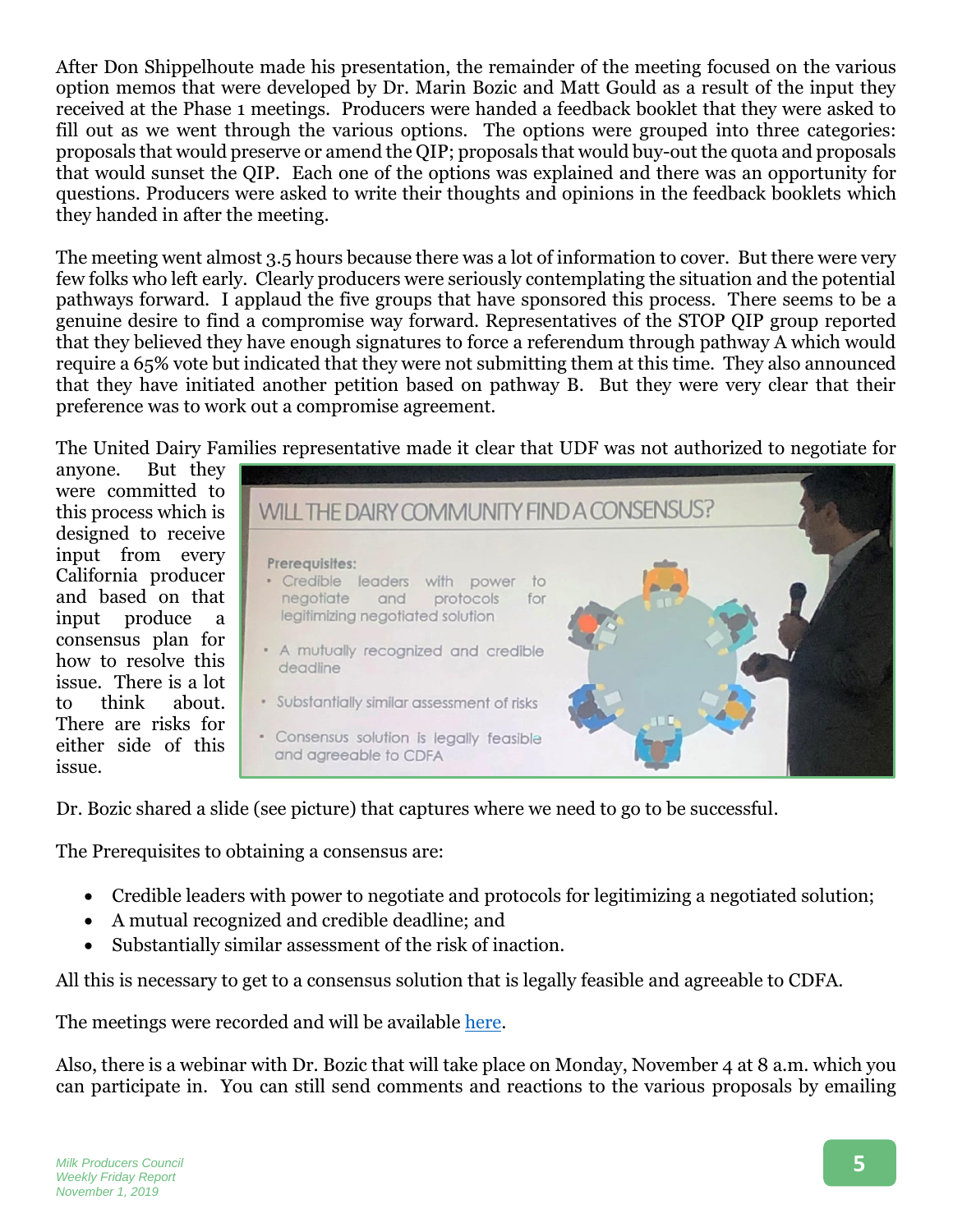After Don Shippelhoute made his presentation, the remainder of the meeting focused on the various option memos that were developed by Dr. Marin Bozic and Matt Gould as a result of the input they received at the Phase 1 meetings. Producers were handed a feedback booklet that they were asked to fill out as we went through the various options. The options were grouped into three categories: proposals that would preserve or amend the QIP; proposals that would buy-out the quota and proposals that would sunset the QIP. Each one of the options was explained and there was an opportunity for questions. Producers were asked to write their thoughts and opinions in the feedback booklets which they handed in after the meeting.

The meeting went almost 3.5 hours because there was a lot of information to cover. But there were very few folks who left early. Clearly producers were seriously contemplating the situation and the potential pathways forward. I applaud the five groups that have sponsored this process. There seems to be a genuine desire to find a compromise way forward. Representatives of the STOP QIP group reported that they believed they have enough signatures to force a referendum through pathway A which would require a 65% vote but indicated that they were not submitting them at this time. They also announced that they have initiated another petition based on pathway B. But they were very clear that their preference was to work out a compromise agreement.

The United Dairy Families representative made it clear that UDF was not authorized to negotiate for anyone. But they were committed to this process which is designed to receive input from every California producer and based on that input produce a consensus plan for how to resolve this issue. There is a lot to think about. There are risks for either side of this issue.

Dr. Bozic shared a slide (see picture) that captures where we need to go to be successful.

The Prerequisites to obtaining a consensus are:

- Credible leaders with power to negotiate and protocols for legitimizing a negotiated solution;
- A mutual recognized and credible deadline; and
- Substantially similar assessment of the risk of inaction.

All this is necessary to get to a consensus solution that is legally feasible and agreeable to CDFA.

The meetings were recorded and will be available here.

Also, there is a webinar with Dr. Bozic that will take place on Monday, November 4 at 8 a.m. which you can participate in. You can still send comments and reactions to the various proposals by emailing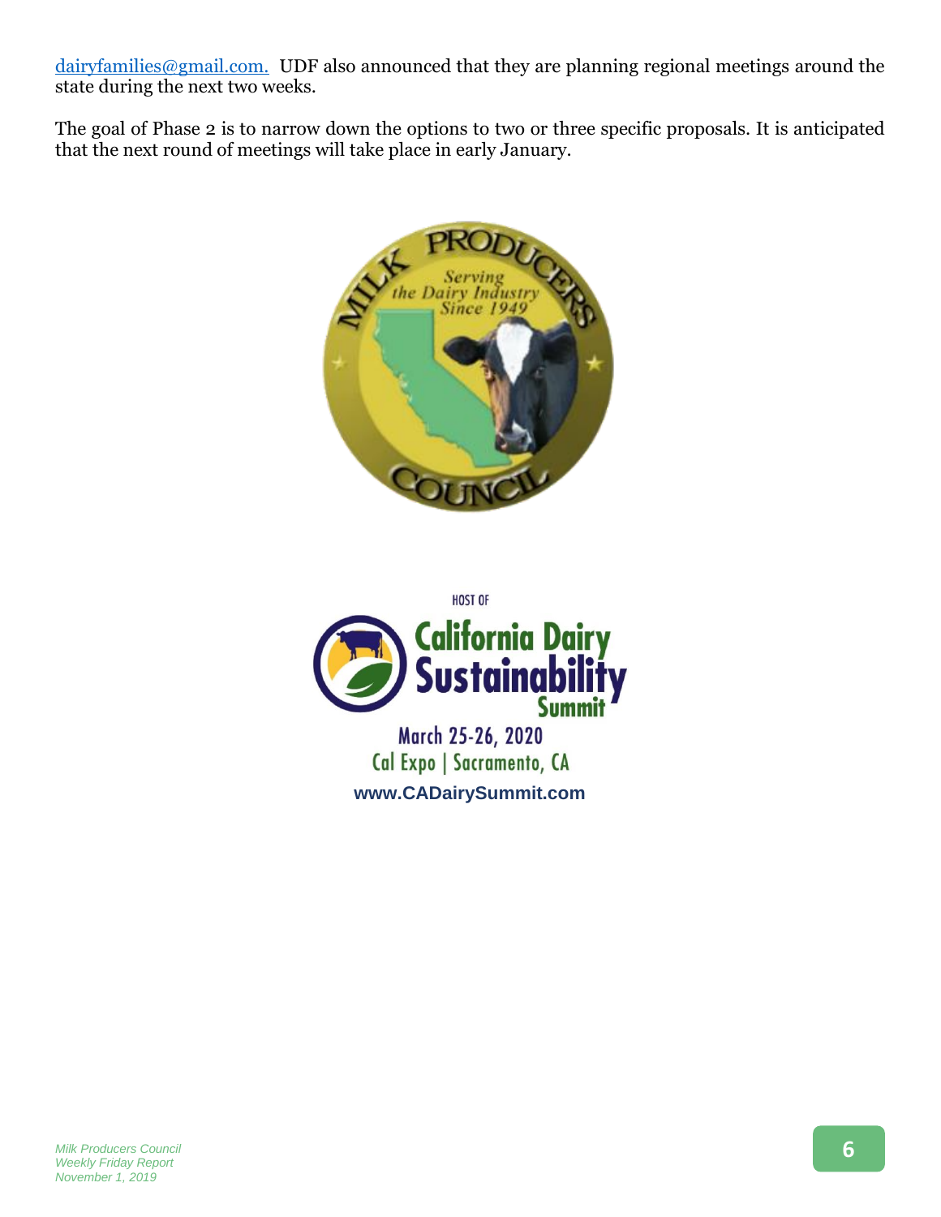dairyfamilies@gmail.com. UDF also announced that they are planning regional meetings around the state during the next two weeks.

The goal of Phase 2 is to narrow down the options to two or three specific proposals. It is anticipated that the next round of meetings will take place in early January.

HOST OF

California Dairy Sustainability Summit

March 25-26, 2020

Cal Expo | Sacramento, CA

**www.CADairySummit.com**